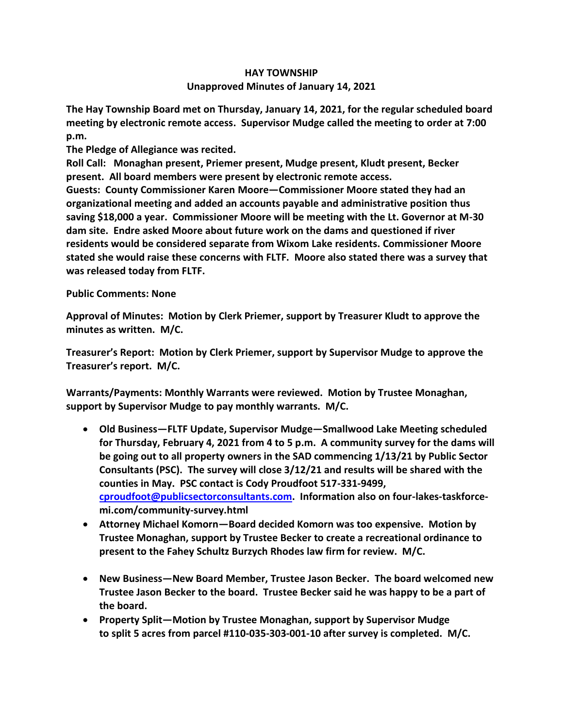# HAY TOWNSHIP

## Unapproved Minutes of January 14, 2021

**The Hay Township Board met on Thursday, January 14, 2021, for the regular scheduled board meeting by electronic remote access. Supervisor Mudge called the meeting to order at 7:00 p.m.**

**The Pledge of Allegiance was recited.**

**Roll Call: Monaghan present, Priemer present, Mudge present, Kludt present, Becker present. All board members were present by electronic remote access.**

**Guests: County Commissioner Karen Moore—Commissioner Moore stated they had an organizational meeting and added an accounts payable and administrative position thus saving $18,000 a year. Commissioner Moore will be meeting with the Lt. Governor at M-30 dam site. Endre asked Moore about future work on the dams and questioned if river residents would be considered separate from Wixom Lake residents. Commissioner Moore stated she would raise these concerns with FLTF. Moore also stated there was a survey that was released today from FLTF.**

**Public Comments: None**

**Approval of Minutes: Motion by Clerk Priemer, support by Treasurer Kludt to approve the minutes as written. M/C.**

**Treasurer's Report: Motion by Clerk Priemer, support by Supervisor Mudge to approve the Treasurer's report. M/C.**

**Warrants/Payments: Monthly Warrants were reviewed. Motion by Trustee Monaghan, support by Supervisor Mudge to pay monthly warrants. M/C.**

- **Old Business—FLTF Update, Supervisor Mudge—Smallwood Lake Meeting scheduled for Thursday, February 4, 2021 from 4 to 5 p.m. A community survey for the dams will be going out to all property owners in the SAD commencing 1/13/21 by Public Sector Consultants (PSC). The survey will close 3/12/21 and results will be shared with the counties in May. PSC contact is Cody Proudfoot 517-331-9499, [cproudfoot@publicsectorconsultants.com](mailto:cproudfoot@publicsectorconsultants.com). Information also on four-lakes-taskforce-mi.com/community-survey.html**
- **Attorney Michael Komorn—Board decided Komorn was too expensive. Motion by Trustee Monaghan, support by Trustee Becker to create a recreational ordinance to present to the Fahey Schultz Burzych Rhodes law firm for review. M/C.**
- **New Business—New Board Member, Trustee Jason Becker. The board welcomed new Trustee Jason Becker to the board. Trustee Becker said he was happy to be a part of the board.**
- **Property Split—Motion by Trustee Monaghan, support by Supervisor Mudge to split 5 acres from parcel #110-035-303-001-10 after survey is completed. M/C.**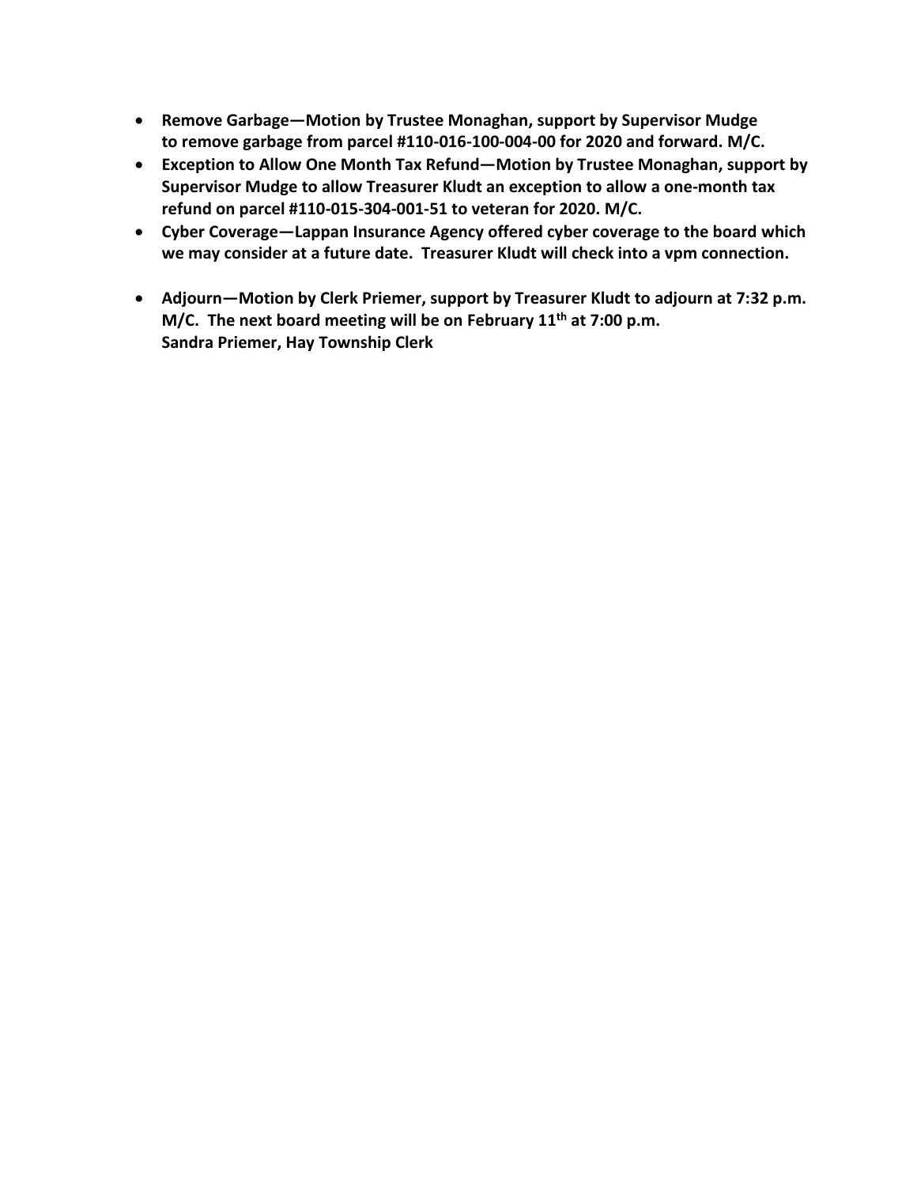- **Remove Garbage—Motion by Trustee Monaghan, support by Supervisor Mudge to remove garbage from parcel #110-016-100-004-00 for 2020 and forward. M/C.**
- **Exception to Allow One Month Tax Refund—Motion by Trustee Monaghan, support by Supervisor Mudge to allow Treasurer Kludt an exception to allow a one-month tax refund on parcel #110-015-304-001-51 to veteran for 2020. M/C.**
- **Cyber Coverage—Lappan Insurance Agency offered cyber coverage to the board which we may consider at a future date. Treasurer Kludt will check into a vpm connection.**
- **Adjourn—Motion by Clerk Priemer, support by Treasurer Kludt to adjourn at 7:32 p.m. M/C. The next board meeting will be on February 11th at 7:00 p.m.**
  **Sandra Priemer, Hay Township Clerk**